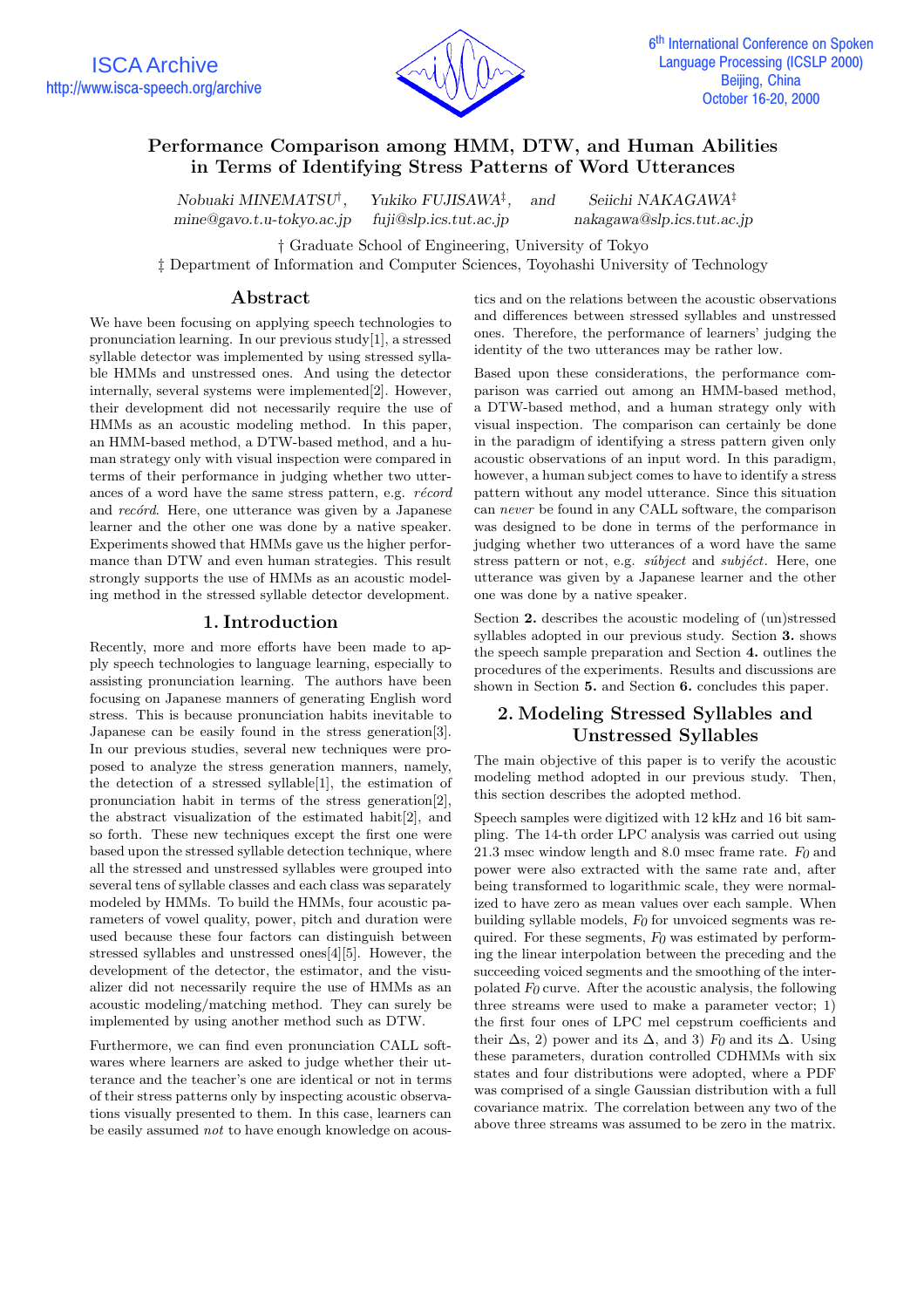# Performance Comparison among HMM, DTW, and Human Abilities in Terms of Identifying Stress Patterns of Word Utterances

*Nobuaki MINEMATSU*[†], *Yukiko FUJISAWA*[‡], and *Seiichi NAKAGAWA*[‡]
*mine@gavo.t.u-tokyo.ac.jp* *fuji@slp.ics.tut.ac.jp* *nakagawa@slp.ics.tut.ac.jp*

† Graduate School of Engineering, University of Tokyo
‡ Department of Information and Computer Sciences, Toyohashi University of Technology

## Abstract

We have been focusing on applying speech technologies to pronunciation learning. In our previous study[1], a stressed syllable detector was implemented by using stressed syllable HMMs and unstressed ones. And using the detector internally, several systems were implemented[2]. However, their development did not necessarily require the use of HMMs as an acoustic modeling method. In this paper, an HMM-based method, a DTW-based method, and a human strategy only with visual inspection were compared in terms of their performance in judging whether two utterances of a word have the same stress pattern, e.g. *récord* and *recórd*. Here, one utterance was given by a Japanese learner and the other one was done by a native speaker. Experiments showed that HMMs gave us the higher performance than DTW and even human strategies. This result strongly supports the use of HMMs as an acoustic modeling method in the stressed syllable detector development.

## 1. Introduction

Recently, more and more efforts have been made to apply speech technologies to language learning, especially to assisting pronunciation learning. The authors have been focusing on Japanese manners of generating English word stress. This is because pronunciation habits inevitable to Japanese can be easily found in the stress generation[3]. In our previous studies, several new techniques were proposed to analyze the stress generation manners, namely, the detection of a stressed syllable[1], the estimation of pronunciation habit in terms of the stress generation[2], the abstract visualization of the estimated habit[2], and so forth. These new techniques except the first one were based upon the stressed syllable detection technique, where all the stressed and unstressed syllables were grouped into several tens of syllable classes and each class was separately modeled by HMMs. To build the HMMs, four acoustic parameters of vowel quality, power, pitch and duration were used because these four factors can distinguish between stressed syllables and unstressed ones[4][5]. However, the development of the detector, the estimator, and the visualizer did not necessarily require the use of HMMs as an acoustic modeling/matching method. They can surely be implemented by using another method such as DTW.

Furthermore, we can find even pronunciation CALL softwares where learners are asked to judge whether their utterance and the teacher's one are identical or not in terms of their stress patterns only by inspecting acoustic observations visually presented to them. In this case, learners can be easily assumed *not* to have enough knowledge on acoustics and on the relations between the acoustic observations and differences between stressed syllables and unstressed ones. Therefore, the performance of learners' judging the identity of the two utterances may be rather low.

Based upon these considerations, the performance comparison was carried out among an HMM-based method, a DTW-based method, and a human strategy only with visual inspection. The comparison can certainly be done in the paradigm of identifying a stress pattern given only acoustic observations of an input word. In this paradigm, however, a human subject comes to have to identify a stress pattern without any model utterance. Since this situation can *never* be found in any CALL software, the comparison was designed to be done in terms of the performance in judging whether two utterances of a word have the same stress pattern or not, e.g. *súbject* and *subjéct*. Here, one utterance was given by a Japanese learner and the other one was done by a native speaker.

Section **2.** describes the acoustic modeling of (un)stressed syllables adopted in our previous study. Section **3.** shows the speech sample preparation and Section **4.** outlines the procedures of the experiments. Results and discussions are shown in Section **5.** and Section **6.** concludes this paper.

## 2. Modeling Stressed Syllables and Unstressed Syllables

The main objective of this paper is to verify the acoustic modeling method adopted in our previous study. Then, this section describes the adopted method.

Speech samples were digitized with 12 kHz and 16 bit sampling. The 14-th order LPC analysis was carried out using 21.3 msec window length and 8.0 msec frame rate. *F0* and power were also extracted with the same rate and, after being transformed to logarithmic scale, they were normalized to have zero as mean values over each sample. When building syllable models, *F0* for unvoiced segments was required. For these segments, *F0* was estimated by performing the linear interpolation between the preceding and the succeeding voiced segments and the smoothing of the interpolated *F0* curve. After the acoustic analysis, the following three streams were used to make a parameter vector; 1) the first four ones of LPC mel cepstrum coefficients and their $\Delta$s, 2) power and its $\Delta$, and 3) *F0* and its $\Delta$. Using these parameters, duration controlled CDHMMs with six states and four distributions were adopted, where a PDF was comprised of a single Gaussian distribution with a full covariance matrix. The correlation between any two of the above three streams was assumed to be zero in the matrix.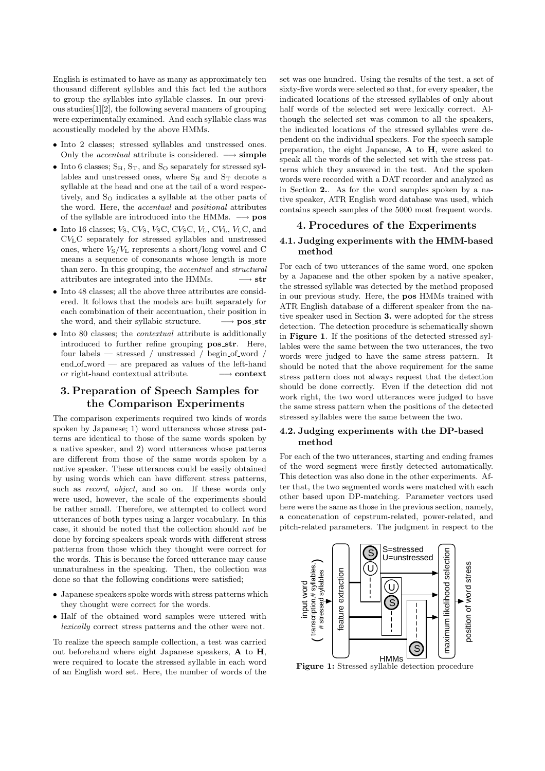English is estimated to have as many as approximately ten thousand different syllables and this fact led the authors to group the syllables into syllable classes. In our previous studies[1][2], the following several manners of grouping were experimentally examined. And each syllable class was acoustically modeled by the above HMMs.

- Into 2 classes; stressed syllables and unstressed ones. Only the *accentual* attribute is considered. $\longrightarrow$ **simple**
- Into 6 classes; $S_H$, $S_T$, and $S_O$ separately for stressed syllables and unstressed ones, where $S_H$ and $S_T$ denote a syllable at the head and one at the tail of a word respectively, and $S_O$ indicates a syllable at the other parts of the word. Here, the *accentual* and *positional* attributes of the syllable are introduced into the HMMs. $\longrightarrow$ **pos**
- Into 16 classes; $V_S$, $CV_S$, $V_S C$, $CV_S C$, $V_L$, $CV_L$, $V_L C$, and $CV_L C$ separately for stressed syllables and unstressed ones, where $V_S/V_L$ represents a short/long vowel and C means a sequence of consonants whose length is more than zero. In this grouping, the *accentual* and *structural* attributes are integrated into the HMMs. $\longrightarrow$ **str**
- Into 48 classes; all the above three attributes are considered. It follows that the models are built separately for each combination of their accentuation, their position in the word, and their syllabic structure. $\longrightarrow$ **pos_str**
- Into 80 classes; the *contextual* attribute is additionally introduced to further refine grouping **pos_str**. Here, four labels — stressed / unstressed / begin_of_word / end_of_word — are prepared as values of the left-hand or right-hand contextual attribute. $\longrightarrow$ **context**

## 3. Preparation of Speech Samples for the Comparison Experiments

The comparison experiments required two kinds of words spoken by Japanese; 1) word utterances whose stress patterns are identical to those of the same words spoken by a native speaker, and 2) word utterances whose patterns are different from those of the same words spoken by a native speaker. These utterances could be easily obtained by using words which can have different stress patterns, such as *record*, *object*, and so on. If these words only were used, however, the scale of the experiments should be rather small. Therefore, we attempted to collect word utterances of both types using a larger vocabulary. In this case, it should be noted that the collection should *not* be done by forcing speakers speak words with different stress patterns from those which they thought were correct for the words. This is because the forced utterance may cause unnaturalness in the speaking. Then, the collection was done so that the following conditions were satisfied;

- Japanese speakers spoke words with stress patterns which they thought were correct for the words.
- Half of the obtained word samples were uttered with *lexically* correct stress patterns and the other were not.

To realize the speech sample collection, a test was carried out beforehand where eight Japanese speakers, **A** to **H**, were required to locate the stressed syllable in each word of an English word set. Here, the number of words of the set was one hundred. Using the results of the test, a set of sixty-five words were selected so that, for every speaker, the indicated locations of the stressed syllables of only about half words of the selected set were lexically correct. Although the selected set was common to all the speakers, the indicated locations of the stressed syllables were dependent on the individual speakers. For the speech sample preparation, the eight Japanese, **A** to **H**, were asked to speak all the words of the selected set with the stress patterns which they answered in the test. And the spoken words were recorded with a DAT recorder and analyzed as in Section **2.**. As for the word samples spoken by a native speaker, ATR English word database was used, which contains speech samples of the 5000 most frequent words.

## 4. Procedures of the Experiments

### 4.1. Judging experiments with the HMM-based method

For each of two utterances of the same word, one spoken by a Japanese and the other spoken by a native speaker, the stressed syllable was detected by the method proposed in our previous study. Here, the **pos** HMMs trained with ATR English database of a different speaker from the native speaker used in Section **3.** were adopted for the stress detection. The detection procedure is schematically shown in **Figure 1**. If the positions of the detected stressed syllables were the same between the two utterances, the two words were judged to have the same stress pattern. It should be noted that the above requirement for the same stress pattern does not always request that the detection should be done correctly. Even if the detection did not work right, the two word utterances were judged to have the same stress pattern when the positions of the detected stressed syllables were the same between the two.

### 4.2. Judging experiments with the DP-based method

For each of the two utterances, starting and ending frames of the word segment were firstly detected automatically. This detection was also done in the other experiments. After that, the two segmented words were matched with each other based upon DP-matching. Parameter vectors used here were the same as those in the previous section, namely, a concatenation of cepstrum-related, power-related, and pitch-related parameters. The judgment in respect to the

**Figure 1:** Stressed syllable detection procedure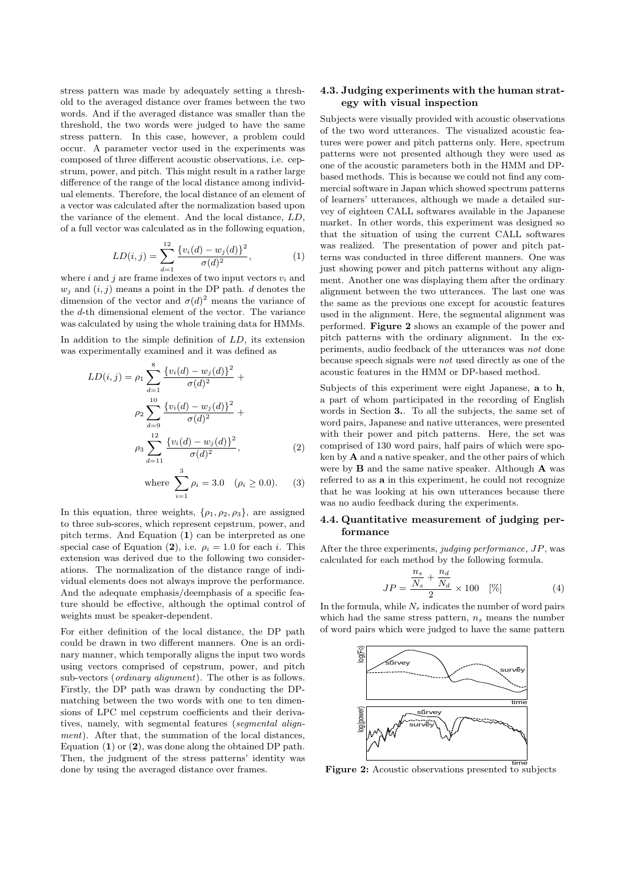stress pattern was made by adequately setting a threshold to the averaged distance over frames between the two words. And if the averaged distance was smaller than the threshold, the two words were judged to have the same stress pattern. In this case, however, a problem could occur. A parameter vector used in the experiments was composed of three different acoustic observations, i.e. cepstrum, power, and pitch. This might result in a rather large difference of the range of the local distance among individual elements. Therefore, the local distance of an element of a vector was calculated after the normalization based upon the variance of the element. And the local distance, $LD$, of a full vector was calculated as in the following equation,

$$LD(i,j) = \sum_{d=1}^{12} \frac{\{v_i(d) - w_j(d)\}^2}{\sigma(d)^2}, \quad (1)$$

where $i$ and $j$ are frame indexes of two input vectors $v_i$ and $w_j$ and $(i,j)$ means a point in the DP path. $d$ denotes the dimension of the vector and $\sigma(d)^2$ means the variance of the $d$-th dimensional element of the vector. The variance was calculated by using the whole training data for HMMs.

In addition to the simple definition of $LD$, its extension was experimentally examined and it was defined as

$$LD(i,j) = \rho_1 \sum_{d=1}^{8} \frac{\{v_i(d) - w_j(d)\}^2}{\sigma(d)^2} + \rho_2 \sum_{d=9}^{10} \frac{\{v_i(d) - w_j(d)\}^2}{\sigma(d)^2} + \rho_3 \sum_{d=11}^{12} \frac{\{v_i(d) - w_j(d)\}^2}{\sigma(d)^2}, \quad (2)$$

$$\text{where } \sum_{i=1}^{3} \rho_i = 3.0 \quad (\rho_i \geq 0.0). \quad (3)$$

In this equation, three weights, $\{\rho_1, \rho_2, \rho_3\}$, are assigned to three sub-scores, which represent cepstrum, power, and pitch terms. And Equation (**1**) can be interpreted as one special case of Equation (**2**), i.e. $\rho_i = 1.0$ for each $i$. This extension was derived due to the following two considerations. The normalization of the distance range of individual elements does not always improve the performance. And the adequate emphasis/deemphasis of a specific feature should be effective, although the optimal control of weights must be speaker-dependent.

For either definition of the local distance, the DP path could be drawn in two different manners. One is an ordinary manner, which temporally aligns the input two words using vectors comprised of cepstrum, power, and pitch sub-vectors (*ordinary alignment*). The other is as follows. Firstly, the DP path was drawn by conducting the DP-matching between the two words with one to ten dimensions of LPC mel cepstrum coefficients and their derivatives, namely, with segmental features (*segmental alignment*). After that, the summation of the local distances, Equation (**1**) or (**2**), was done along the obtained DP path. Then, the judgment of the stress patterns' identity was done by using the averaged distance over frames.

### 4.3. Judging experiments with the human strategy with visual inspection

Subjects were visually provided with acoustic observations of the two word utterances. The visualized acoustic features were power and pitch patterns only. Here, spectrum patterns were not presented although they were used as one of the acoustic parameters both in the HMM and DP-based methods. This is because we could not find any commercial software in Japan which showed spectrum patterns of learners' utterances, although we made a detailed survey of eighteen CALL softwares available in the Japanese market. In other words, this experiment was designed so that the situation of using the current CALL softwares was realized. The presentation of power and pitch patterns was conducted in three different manners. One was just showing power and pitch patterns without any alignment. Another one was displaying them after the ordinary alignment between the two utterances. The last one was the same as the previous one except for acoustic features used in the alignment. Here, the segmental alignment was performed. **Figure 2** shows an example of the power and pitch patterns with the ordinary alignment. In the experiments, audio feedback of the utterances was *not* done because speech signals were *not* used directly as one of the acoustic features in the HMM or DP-based method.

Subjects of this experiment were eight Japanese, **a** to **h**, a part of whom participated in the recording of English words in Section **3.**. To all the subjects, the same set of word pairs, Japanese and native utterances, were presented with their power and pitch patterns. Here, the set was comprised of 130 word pairs, half pairs of which were spoken by **A** and a native speaker, and the other pairs of which were by **B** and the same native speaker. Although **A** was referred to as **a** in this experiment, he could not recognize that he was looking at his own utterances because there was no audio feedback during the experiments.

### 4.4. Quantitative measurement of judging performance

After the three experiments, *judging performance*, $JP$, was calculated for each method by the following formula.

$$JP = \frac{\frac{n_s}{N_s} + \frac{n_d}{N_d}}{2} \times 100 \quad [\%] \quad (4)$$

In the formula, while $N_s$ indicates the number of word pairs which had the same stress pattern, $n_s$ means the number of word pairs which were judged to have the same pattern

**Figure 2:** Acoustic observations presented to subjects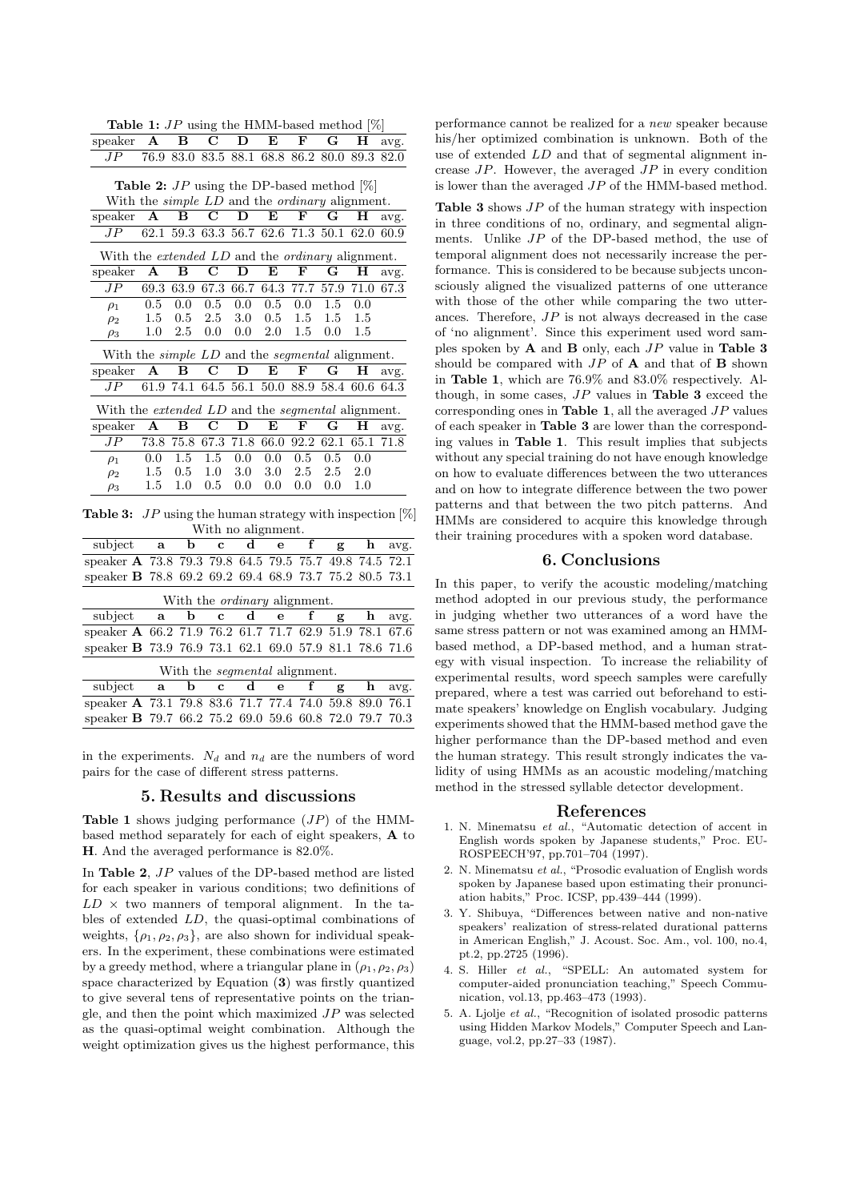**Table 1:** $JP$ using the HMM-based method [%]

| speaker | **A** | **B** | **C** | **D** | **E** | **F** | **G** | **H** | avg. |
|---|---|---|---|---|---|---|---|---|---|
| $JP$ | 76.9 | 83.0 | 83.5 | 88.1 | 68.8 | 86.2 | 80.0 | 89.3 | 82.0 |

**Table 2:** $JP$ using the DP-based method [%]

With the *simple* $LD$ and the *ordinary* alignment.

| speaker | **A** | **B** | **C** | **D** | **E** | **F** | **G** | **H** | avg. |
|---|---|---|---|---|---|---|---|---|---|
| $JP$ | 62.1 | 59.3 | 63.3 | 56.7 | 62.6 | 71.3 | 50.1 | 62.0 | 60.9 |

With the *extended* $LD$ and the *ordinary* alignment.

| speaker | **A** | **B** | **C** | **D** | **E** | **F** | **G** | **H** | avg. |
|---|---|---|---|---|---|---|---|---|---|
| $JP$ | 69.3 | 63.9 | 67.3 | 66.7 | 64.3 | 77.7 | 57.9 | 71.0 | 67.3 |
| $\rho_1$ | 0.5 | 0.0 | 0.5 | 0.0 | 0.5 | 0.0 | 1.5 | 0.0 | |
| $\rho_2$ | 1.5 | 0.5 | 2.5 | 3.0 | 0.5 | 1.5 | 1.5 | 1.5 | |
| $\rho_3$ | 1.0 | 2.5 | 0.0 | 0.0 | 2.0 | 1.5 | 0.0 | 1.5 | |

With the *simple* $LD$ and the *segmental* alignment.

| speaker | **A** | **B** | **C** | **D** | **E** | **F** | **G** | **H** | avg. |
|---|---|---|---|---|---|---|---|---|---|
| $JP$ | 61.9 | 74.1 | 64.5 | 56.1 | 50.0 | 88.9 | 58.4 | 60.6 | 64.3 |

With the *extended* $LD$ and the *segmental* alignment.

| speaker | **A** | **B** | **C** | **D** | **E** | **F** | **G** | **H** | avg. |
|---|---|---|---|---|---|---|---|---|---|
| $JP$ | 73.8 | 75.8 | 67.3 | 71.8 | 66.0 | 92.2 | 62.1 | 65.1 | 71.8 |
| $\rho_1$ | 0.0 | 1.5 | 1.5 | 0.0 | 0.0 | 0.5 | 0.5 | 0.0 | |
| $\rho_2$ | 1.5 | 0.5 | 1.0 | 3.0 | 3.0 | 2.5 | 2.5 | 2.0 | |
| $\rho_3$ | 1.5 | 1.0 | 0.5 | 0.0 | 0.0 | 0.0 | 0.0 | 1.0 | |

**Table 3:** $JP$ using the human strategy with inspection [%]

With no alignment.

| subject | **a** | **b** | **c** | **d** | **e** | **f** | **g** | **h** | avg. |
|---|---|---|---|---|---|---|---|---|---|
| speaker **A** | 73.8 | 79.3 | 79.8 | 64.5 | 79.5 | 75.7 | 49.8 | 74.5 | 72.1 |
| speaker **B** | 78.8 | 69.2 | 69.2 | 69.4 | 68.9 | 73.7 | 75.2 | 80.5 | 73.1 |

With the *ordinary* alignment.

| subject | **a** | **b** | **c** | **d** | **e** | **f** | **g** | **h** | avg. |
|---|---|---|---|---|---|---|---|---|---|
| speaker **A** | 66.2 | 71.9 | 76.2 | 61.7 | 71.7 | 62.9 | 51.9 | 78.1 | 67.6 |
| speaker **B** | 73.9 | 76.9 | 73.1 | 62.1 | 69.0 | 57.9 | 81.1 | 78.6 | 71.6 |

With the *segmental* alignment.

| subject | **a** | **b** | **c** | **d** | **e** | **f** | **g** | **h** | avg. |
|---|---|---|---|---|---|---|---|---|---|
| speaker **A** | 73.1 | 79.8 | 83.6 | 71.7 | 77.4 | 74.0 | 59.8 | 89.0 | 76.1 |
| speaker **B** | 79.7 | 66.2 | 75.2 | 69.0 | 59.6 | 60.8 | 72.0 | 79.7 | 70.3 |

in the experiments. $N_d$ and $n_d$ are the numbers of word pairs for the case of different stress patterns.

## 5. Results and discussions

**Table 1** shows judging performance ($JP$) of the HMM-based method separately for each of eight speakers, **A** to **H**. And the averaged performance is 82.0%.

In **Table 2**, $JP$ values of the DP-based method are listed for each speaker in various conditions; two definitions of $LD$ × two manners of temporal alignment. In the tables of extended $LD$, the quasi-optimal combinations of weights, $\{\rho_1, \rho_2, \rho_3\}$, are also shown for individual speakers. In the experiment, these combinations were estimated by a greedy method, where a triangular plane in $(\rho_1, \rho_2, \rho_3)$ space characterized by Equation (**3**) was firstly quantized to give several tens of representative points on the triangle, and then the point which maximized $JP$ was selected as the quasi-optimal weight combination. Although the weight optimization gives us the highest performance, this performance cannot be realized for a *new* speaker because his/her optimized combination is unknown. Both of the use of extended $LD$ and that of segmental alignment increase $JP$. However, the averaged $JP$ in every condition is lower than the averaged $JP$ of the HMM-based method.

**Table 3** shows $JP$ of the human strategy with inspection in three conditions of no, ordinary, and segmental alignments. Unlike $JP$ of the DP-based method, the use of temporal alignment does not necessarily increase the performance. This is considered to be because subjects unconsciously aligned the visualized patterns of one utterance with those of the other while comparing the two utterances. Therefore, $JP$ is not always decreased in the case of 'no alignment'. Since this experiment used word samples spoken by **A** and **B** only, each $JP$ value in **Table 3** should be compared with $JP$ of **A** and that of **B** shown in **Table 1**, which are 76.9% and 83.0% respectively. Although, in some cases, $JP$ values in **Table 3** exceed the corresponding ones in **Table 1**, all the averaged $JP$ values of each speaker in **Table 3** are lower than the corresponding values in **Table 1**. This result implies that subjects without any special training do not have enough knowledge on how to evaluate differences between the two utterances and on how to integrate difference between the two power patterns and that between the two pitch patterns. And HMMs are considered to acquire this knowledge through their training procedures with a spoken word database.

## 6. Conclusions

In this paper, to verify the acoustic modeling/matching method adopted in our previous study, the performance in judging whether two utterances of a word have the same stress pattern or not was examined among an HMM-based method, a DP-based method, and a human strategy with visual inspection. To increase the reliability of experimental results, word speech samples were carefully prepared, where a test was carried out beforehand to estimate speakers' knowledge on English vocabulary. Judging experiments showed that the HMM-based method gave the higher performance than the DP-based method and even the human strategy. This result strongly indicates the validity of using HMMs as an acoustic modeling/matching method in the stressed syllable detector development.

## References

1. N. Minematsu *et al.*, "Automatic detection of accent in English words spoken by Japanese students," Proc. EUROSPEECH'97, pp.701–704 (1997).
2. N. Minematsu *et al.*, "Prosodic evaluation of English words spoken by Japanese based upon estimating their pronunciation habits," Proc. ICSP, pp.439–444 (1999).
3. Y. Shibuya, "Differences between native and non-native speakers' realization of stress-related durational patterns in American English," J. Acoust. Soc. Am., vol. 100, no.4, pt.2, pp.2725 (1996).
4. S. Hiller *et al.*, "SPELL: An automated system for computer-aided pronunciation teaching," Speech Communication, vol.13, pp.463–473 (1993).
5. A. Ljolje *et al.*, "Recognition of isolated prosodic patterns using Hidden Markov Models," Computer Speech and Language, vol.2, pp.27–33 (1987).